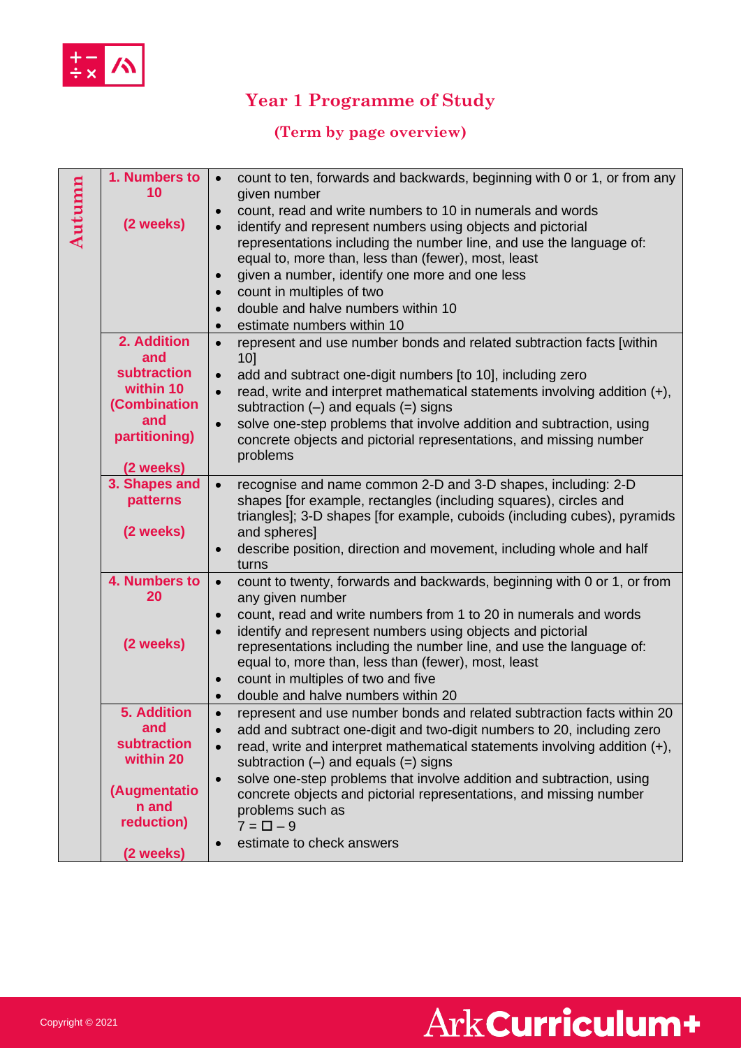# Year 1 Programme of Study

## (Term by page overview)

| Term | Unit | Content |
|---|---|---|
| Autumn | **1. Numbers to 10**<br><br>**(2 weeks)** | • count to ten, forwards and backwards, beginning with 0 or 1, or from any given number<br>• count, read and write numbers to 10 in numerals and words<br>• identify and represent numbers using objects and pictorial representations including the number line, and use the language of: equal to, more than, less than (fewer), most, least<br>• given a number, identify one more and one less<br>• count in multiples of two<br>• double and halve numbers within 10<br>• estimate numbers within 10 |
| | **2. Addition and subtraction within 10 (Combination and partitioning)**<br><br>**(2 weeks)** | • represent and use number bonds and related subtraction facts [within 10]<br>• add and subtract one-digit numbers [to 10], including zero<br>• read, write and interpret mathematical statements involving addition (+), subtraction (–) and equals (=) signs<br>• solve one-step problems that involve addition and subtraction, using concrete objects and pictorial representations, and missing number problems |
| | **3. Shapes and patterns**<br><br>**(2 weeks)** | • recognise and name common 2-D and 3-D shapes, including: 2-D shapes [for example, rectangles (including squares), circles and triangles]; 3-D shapes [for example, cuboids (including cubes), pyramids and spheres]<br>• describe position, direction and movement, including whole and half turns |
| | **4. Numbers to 20**<br><br>**(2 weeks)** | • count to twenty, forwards and backwards, beginning with 0 or 1, or from any given number<br>• count, read and write numbers from 1 to 20 in numerals and words<br>• identify and represent numbers using objects and pictorial representations including the number line, and use the language of: equal to, more than, less than (fewer), most, least<br>• count in multiples of two and five<br>• double and halve numbers within 20 |
| | **5. Addition and subtraction within 20**<br><br>**(Augmentation and reduction)**<br><br>**(2 weeks)** | • represent and use number bonds and related subtraction facts within 20<br>• add and subtract one-digit and two-digit numbers to 20, including zero<br>• read, write and interpret mathematical statements involving addition (+), subtraction (–) and equals (=) signs<br>• solve one-step problems that involve addition and subtraction, using concrete objects and pictorial representations, and missing number problems such as $7 = \square - 9$<br>• estimate to check answers |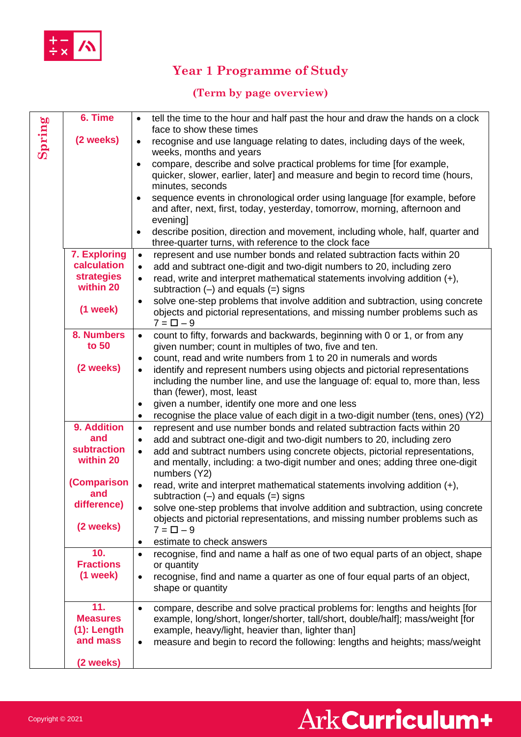# Year 1 Programme of Study

## (Term by page overview)

| Term | Unit | Objectives |
|---|---|---|
| Spring | **6. Time**<br><br>**(2 weeks)** | • tell the time to the hour and half past the hour and draw the hands on a clock face to show these times<br>• recognise and use language relating to dates, including days of the week, weeks, months and years<br>• compare, describe and solve practical problems for time [for example, quicker, slower, earlier, later] and measure and begin to record time (hours, minutes, seconds<br>• sequence events in chronological order using language [for example, before and after, next, first, today, yesterday, tomorrow, morning, afternoon and evening]<br>• describe position, direction and movement, including whole, half, quarter and three-quarter turns, with reference to the clock face |
| | **7. Exploring calculation strategies within 20**<br><br>**(1 week)** | • represent and use number bonds and related subtraction facts within 20<br>• add and subtract one-digit and two-digit numbers to 20, including zero<br>• read, write and interpret mathematical statements involving addition (+), subtraction (–) and equals (=) signs<br>• solve one-step problems that involve addition and subtraction, using concrete objects and pictorial representations, and missing number problems such as $7 = \square - 9$ |
| | **8. Numbers to 50**<br><br>**(2 weeks)** | • count to fifty, forwards and backwards, beginning with 0 or 1, or from any given number; count in multiples of two, five and ten.<br>• count, read and write numbers from 1 to 20 in numerals and words<br>• identify and represent numbers using objects and pictorial representations including the number line, and use the language of: equal to, more than, less than (fewer), most, least<br>• given a number, identify one more and one less<br>• recognise the place value of each digit in a two-digit number (tens, ones) (Y2) |
| | **9. Addition and subtraction within 20**<br><br>**(Comparison and difference)**<br><br>**(2 weeks)** | • represent and use number bonds and related subtraction facts within 20<br>• add and subtract one-digit and two-digit numbers to 20, including zero<br>• add and subtract numbers using concrete objects, pictorial representations, and mentally, including: a two-digit number and ones; adding three one-digit numbers (Y2)<br>• read, write and interpret mathematical statements involving addition (+), subtraction (–) and equals (=) signs<br>• solve one-step problems that involve addition and subtraction, using concrete objects and pictorial representations, and missing number problems such as $7 = \square - 9$<br>• estimate to check answers |
| | **10. Fractions (1 week)** | • recognise, find and name a half as one of two equal parts of an object, shape or quantity<br>• recognise, find and name a quarter as one of four equal parts of an object, shape or quantity |
| | **11. Measures (1): Length and mass**<br><br>**(2 weeks)** | • compare, describe and solve practical problems for: lengths and heights [for example, long/short, longer/shorter, tall/short, double/half]; mass/weight [for example, heavy/light, heavier than, lighter than]<br>• measure and begin to record the following: lengths and heights; mass/weight |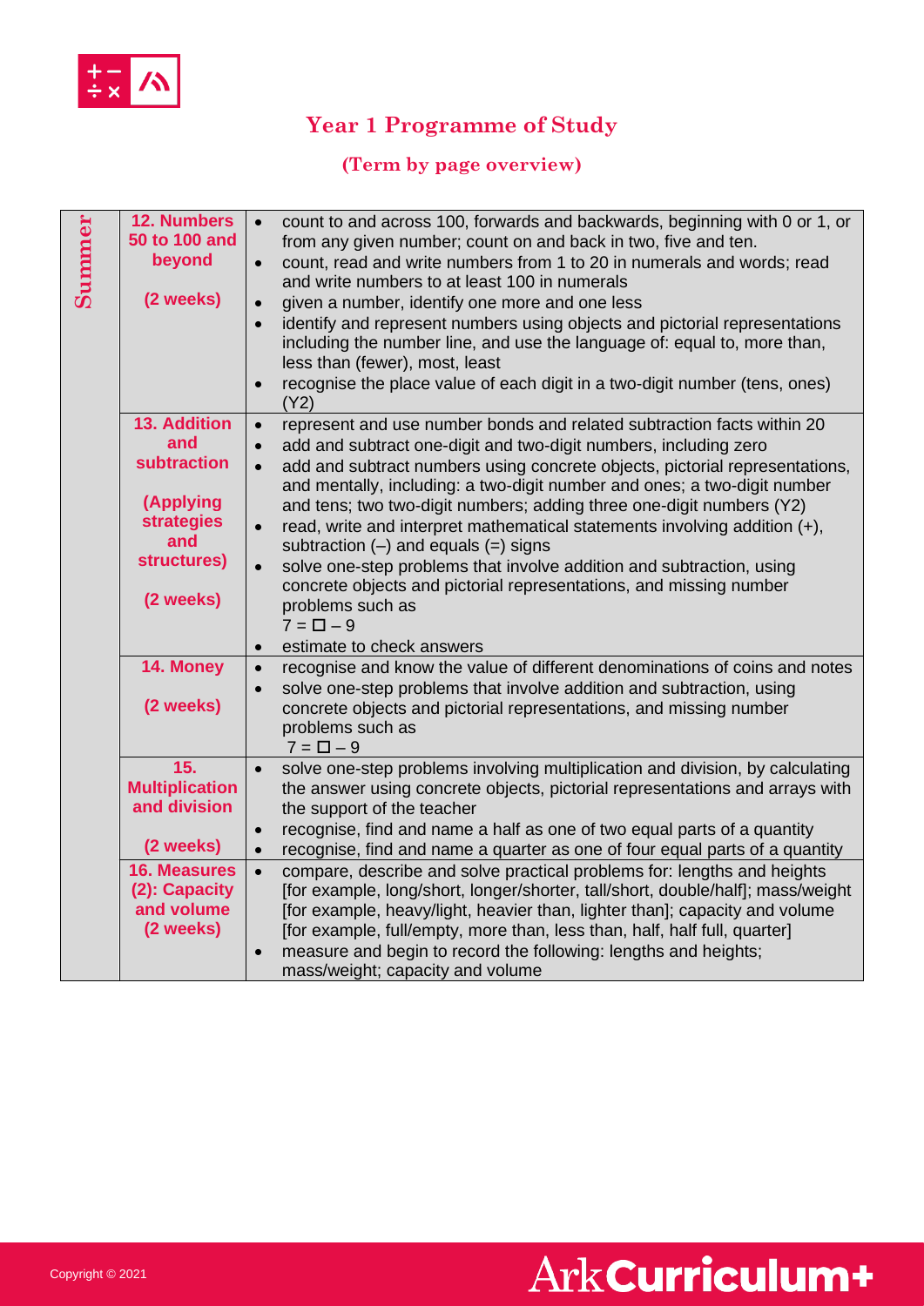# Year 1 Programme of Study

## (Term by page overview)

| | | |
|---|---|---|
| Summer | **12. Numbers 50 to 100 and beyond**<br><br>**(2 weeks)** | • count to and across 100, forwards and backwards, beginning with 0 or 1, or from any given number; count on and back in two, five and ten.<br>• count, read and write numbers from 1 to 20 in numerals and words; read and write numbers to at least 100 in numerals<br>• given a number, identify one more and one less<br>• identify and represent numbers using objects and pictorial representations including the number line, and use the language of: equal to, more than, less than (fewer), most, least<br>• recognise the place value of each digit in a two-digit number (tens, ones) (Y2) |
| | **13. Addition and subtraction**<br><br>**(Applying strategies and structures)**<br><br>**(2 weeks)** | • represent and use number bonds and related subtraction facts within 20<br>• add and subtract one-digit and two-digit numbers, including zero<br>• add and subtract numbers using concrete objects, pictorial representations, and mentally, including: a two-digit number and ones; a two-digit number and tens; two two-digit numbers; adding three one-digit numbers (Y2)<br>• read, write and interpret mathematical statements involving addition (+), subtraction (–) and equals (=) signs<br>• solve one-step problems that involve addition and subtraction, using concrete objects and pictorial representations, and missing number problems such as $7 = \square - 9$<br>• estimate to check answers |
| | **14. Money**<br><br>**(2 weeks)** | • recognise and know the value of different denominations of coins and notes<br>• solve one-step problems that involve addition and subtraction, using concrete objects and pictorial representations, and missing number problems such as $7 = \square - 9$ |
| | **15. Multiplication and division**<br><br>**(2 weeks)** | • solve one-step problems involving multiplication and division, by calculating the answer using concrete objects, pictorial representations and arrays with the support of the teacher<br>• recognise, find and name a half as one of two equal parts of a quantity<br>• recognise, find and name a quarter as one of four equal parts of a quantity |
| | **16. Measures (2): Capacity and volume (2 weeks)** | • compare, describe and solve practical problems for: lengths and heights [for example, long/short, longer/shorter, tall/short, double/half]; mass/weight [for example, heavy/light, heavier than, lighter than]; capacity and volume [for example, full/empty, more than, less than, half, half full, quarter]<br>• measure and begin to record the following: lengths and heights; mass/weight; capacity and volume |